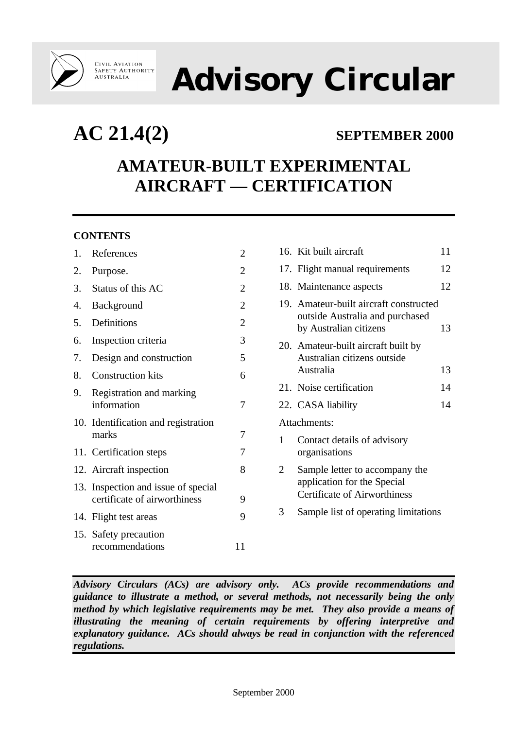Civil Aviation Safety Authority Australia

# Advisory Circular

**AC 21.4(2)** **SEPTEMBER 2000**

## AMATEUR-BUILT EXPERIMENTAL AIRCRAFT — CERTIFICATION

**CONTENTS**

| | | |
|---|---|---|
| 1. | References | 2 |
| 2. | Purpose. | 2 |
| 3. | Status of this AC | 2 |
| 4. | Background | 2 |
| 5. | Definitions | 2 |
| 6. | Inspection criteria | 3 |
| 7. | Design and construction | 5 |
| 8. | Construction kits | 6 |
| 9. | Registration and marking information | 7 |
| 10. | Identification and registration marks | 7 |
| 11. | Certification steps | 7 |
| 12. | Aircraft inspection | 8 |
| 13. | Inspection and issue of special certificate of airworthiness | 9 |
| 14. | Flight test areas | 9 |
| 15. | Safety precaution recommendations | 11 |
| 16. | Kit built aircraft | 11 |
| 17. | Flight manual requirements | 12 |
| 18. | Maintenance aspects | 12 |
| 19. | Amateur-built aircraft constructed outside Australia and purchased by Australian citizens | 13 |
| 20. | Amateur-built aircraft built by Australian citizens outside Australia | 13 |
| 21. | Noise certification | 14 |
| 22. | CASA liability | 14 |

Attachments:

1. Contact details of advisory organisations
2. Sample letter to accompany the application for the Special Certificate of Airworthiness
3. Sample list of operating limitations

***Advisory Circulars (ACs) are advisory only. ACs provide recommendations and guidance to illustrate a method, or several methods, not necessarily being the only method by which legislative requirements may be met. They also provide a means of illustrating the meaning of certain requirements by offering interpretive and explanatory guidance. ACs should always be read in conjunction with the referenced regulations.***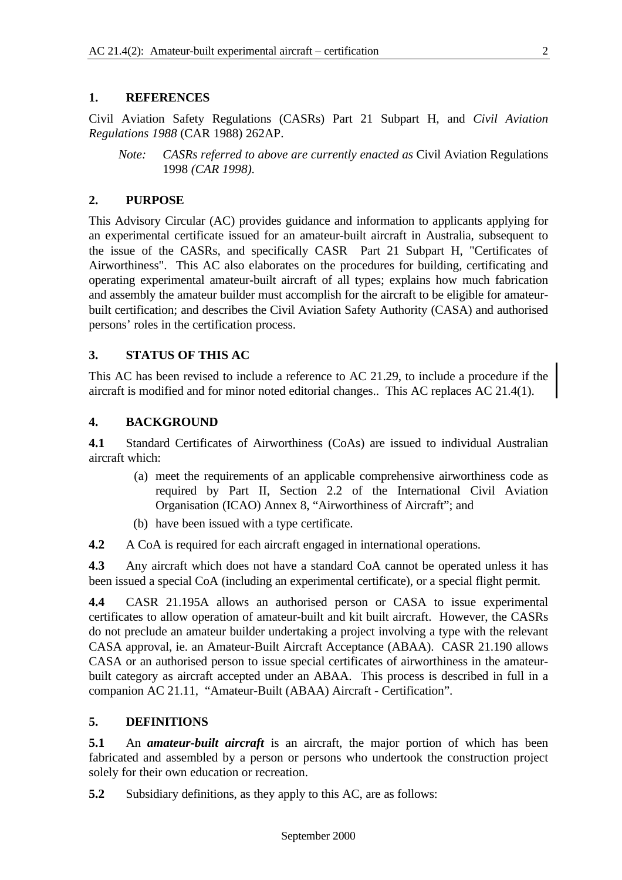## 1. REFERENCES

Civil Aviation Safety Regulations (CASRs) Part 21 Subpart H, and *Civil Aviation Regulations 1988* (CAR 1988) 262AP.

> *Note: CASRs referred to above are currently enacted as* Civil Aviation Regulations 1998 *(CAR 1998).*

## 2. PURPOSE

This Advisory Circular (AC) provides guidance and information to applicants applying for an experimental certificate issued for an amateur-built aircraft in Australia, subsequent to the issue of the CASRs, and specifically CASR Part 21 Subpart H, "Certificates of Airworthiness". This AC also elaborates on the procedures for building, certificating and operating experimental amateur-built aircraft of all types; explains how much fabrication and assembly the amateur builder must accomplish for the aircraft to be eligible for amateur-built certification; and describes the Civil Aviation Safety Authority (CASA) and authorised persons' roles in the certification process.

## 3. STATUS OF THIS AC

This AC has been revised to include a reference to AC 21.29, to include a procedure if the aircraft is modified and for minor noted editorial changes.. This AC replaces AC 21.4(1).

## 4. BACKGROUND

**4.1** Standard Certificates of Airworthiness (CoAs) are issued to individual Australian aircraft which:

(a) meet the requirements of an applicable comprehensive airworthiness code as required by Part II, Section 2.2 of the International Civil Aviation Organisation (ICAO) Annex 8, "Airworthiness of Aircraft"; and

(b) have been issued with a type certificate.

**4.2** A CoA is required for each aircraft engaged in international operations.

**4.3** Any aircraft which does not have a standard CoA cannot be operated unless it has been issued a special CoA (including an experimental certificate), or a special flight permit.

**4.4** CASR 21.195A allows an authorised person or CASA to issue experimental certificates to allow operation of amateur-built and kit built aircraft. However, the CASRs do not preclude an amateur builder undertaking a project involving a type with the relevant CASA approval, ie. an Amateur-Built Aircraft Acceptance (ABAA). CASR 21.190 allows CASA or an authorised person to issue special certificates of airworthiness in the amateur-built category as aircraft accepted under an ABAA. This process is described in full in a companion AC 21.11, "Amateur-Built (ABAA) Aircraft - Certification".

## 5. DEFINITIONS

**5.1** An ***amateur-built aircraft*** is an aircraft, the major portion of which has been fabricated and assembled by a person or persons who undertook the construction project solely for their own education or recreation.

**5.2** Subsidiary definitions, as they apply to this AC, are as follows: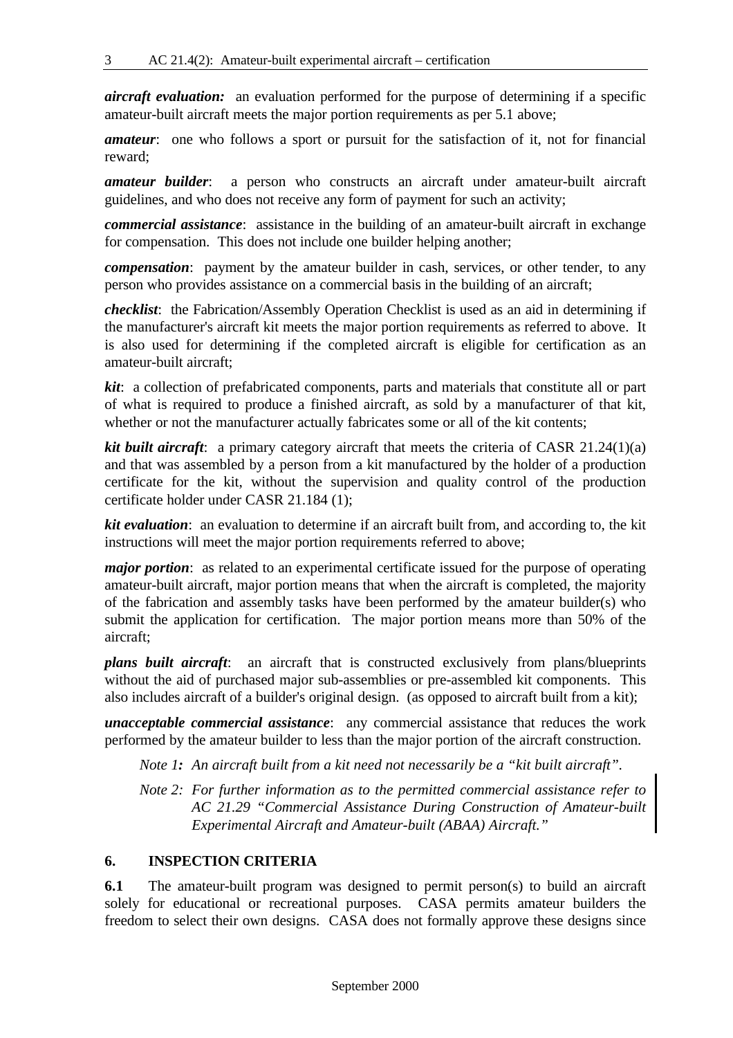***aircraft evaluation:*** an evaluation performed for the purpose of determining if a specific amateur-built aircraft meets the major portion requirements as per 5.1 above;

***amateur***: one who follows a sport or pursuit for the satisfaction of it, not for financial reward;

***amateur builder***: a person who constructs an aircraft under amateur-built aircraft guidelines, and who does not receive any form of payment for such an activity;

***commercial assistance***: assistance in the building of an amateur-built aircraft in exchange for compensation. This does not include one builder helping another;

***compensation***: payment by the amateur builder in cash, services, or other tender, to any person who provides assistance on a commercial basis in the building of an aircraft;

***checklist***: the Fabrication/Assembly Operation Checklist is used as an aid in determining if the manufacturer's aircraft kit meets the major portion requirements as referred to above. It is also used for determining if the completed aircraft is eligible for certification as an amateur-built aircraft;

***kit***: a collection of prefabricated components, parts and materials that constitute all or part of what is required to produce a finished aircraft, as sold by a manufacturer of that kit, whether or not the manufacturer actually fabricates some or all of the kit contents;

***kit built aircraft***: a primary category aircraft that meets the criteria of CASR 21.24(1)(a) and that was assembled by a person from a kit manufactured by the holder of a production certificate for the kit, without the supervision and quality control of the production certificate holder under CASR 21.184 (1);

***kit evaluation***: an evaluation to determine if an aircraft built from, and according to, the kit instructions will meet the major portion requirements referred to above;

***major portion***: as related to an experimental certificate issued for the purpose of operating amateur-built aircraft, major portion means that when the aircraft is completed, the majority of the fabrication and assembly tasks have been performed by the amateur builder(s) who submit the application for certification. The major portion means more than 50% of the aircraft;

***plans built aircraft***: an aircraft that is constructed exclusively from plans/blueprints without the aid of purchased major sub-assemblies or pre-assembled kit components. This also includes aircraft of a builder's original design. (as opposed to aircraft built from a kit);

***unacceptable commercial assistance***: any commercial assistance that reduces the work performed by the amateur builder to less than the major portion of the aircraft construction.

> *Note 1: An aircraft built from a kit need not necessarily be a "kit built aircraft".*
>
> *Note 2: For further information as to the permitted commercial assistance refer to AC 21.29 "Commercial Assistance During Construction of Amateur-built Experimental Aircraft and Amateur-built (ABAA) Aircraft."*

## 6. INSPECTION CRITERIA

**6.1** The amateur-built program was designed to permit person(s) to build an aircraft solely for educational or recreational purposes. CASA permits amateur builders the freedom to select their own designs. CASA does not formally approve these designs since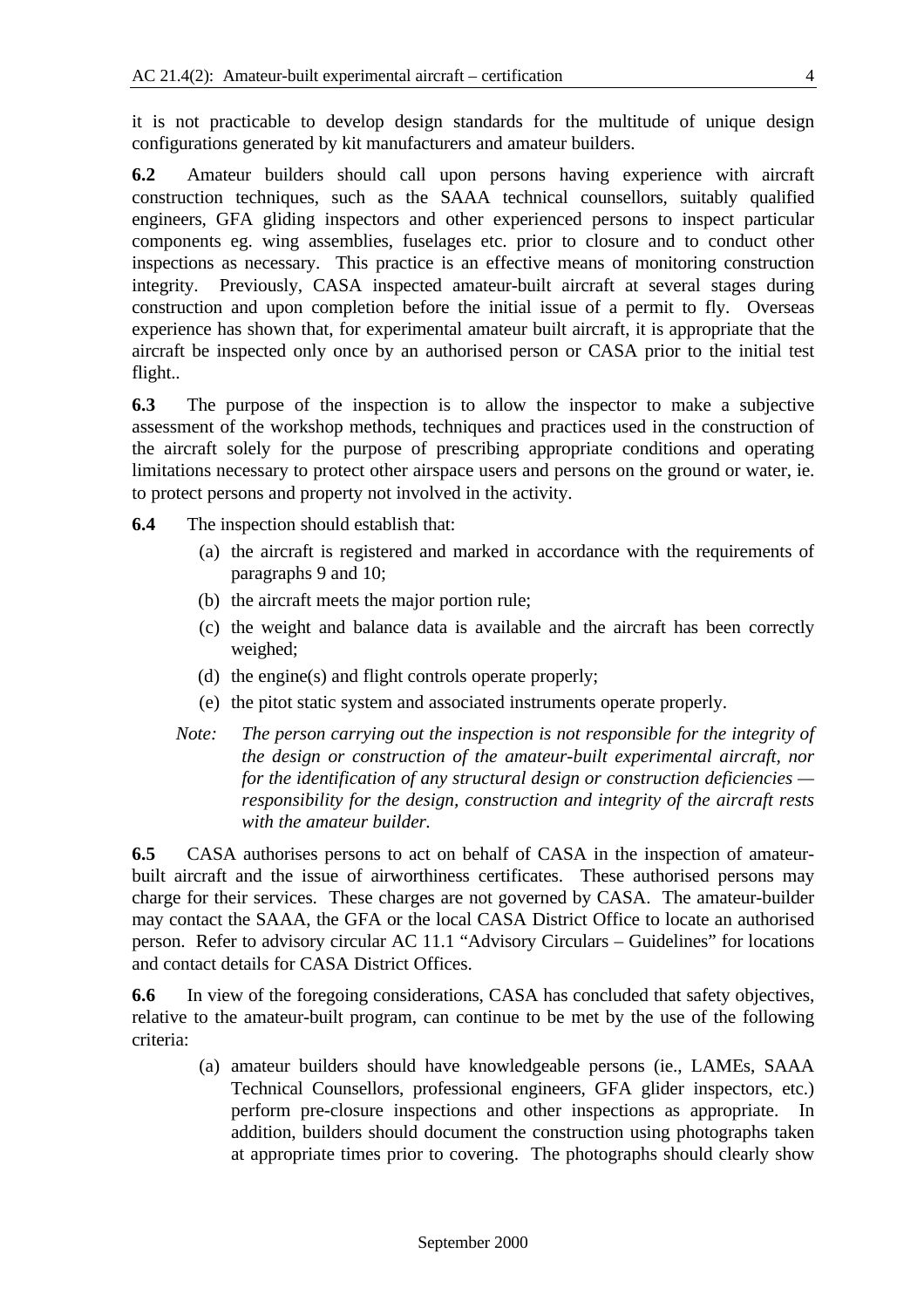it is not practicable to develop design standards for the multitude of unique design configurations generated by kit manufacturers and amateur builders.

**6.2** Amateur builders should call upon persons having experience with aircraft construction techniques, such as the SAAA technical counsellors, suitably qualified engineers, GFA gliding inspectors and other experienced persons to inspect particular components eg. wing assemblies, fuselages etc. prior to closure and to conduct other inspections as necessary. This practice is an effective means of monitoring construction integrity. Previously, CASA inspected amateur-built aircraft at several stages during construction and upon completion before the initial issue of a permit to fly. Overseas experience has shown that, for experimental amateur built aircraft, it is appropriate that the aircraft be inspected only once by an authorised person or CASA prior to the initial test flight..

**6.3** The purpose of the inspection is to allow the inspector to make a subjective assessment of the workshop methods, techniques and practices used in the construction of the aircraft solely for the purpose of prescribing appropriate conditions and operating limitations necessary to protect other airspace users and persons on the ground or water, ie. to protect persons and property not involved in the activity.

**6.4** The inspection should establish that:

(a) the aircraft is registered and marked in accordance with the requirements of paragraphs 9 and 10;

(b) the aircraft meets the major portion rule;

(c) the weight and balance data is available and the aircraft has been correctly weighed;

(d) the engine(s) and flight controls operate properly;

(e) the pitot static system and associated instruments operate properly.

*Note: The person carrying out the inspection is not responsible for the integrity of the design or construction of the amateur-built experimental aircraft, nor for the identification of any structural design or construction deficiencies — responsibility for the design, construction and integrity of the aircraft rests with the amateur builder.*

**6.5** CASA authorises persons to act on behalf of CASA in the inspection of amateur-built aircraft and the issue of airworthiness certificates. These authorised persons may charge for their services. These charges are not governed by CASA. The amateur-builder may contact the SAAA, the GFA or the local CASA District Office to locate an authorised person. Refer to advisory circular AC 11.1 "Advisory Circulars – Guidelines" for locations and contact details for CASA District Offices.

**6.6** In view of the foregoing considerations, CASA has concluded that safety objectives, relative to the amateur-built program, can continue to be met by the use of the following criteria:

(a) amateur builders should have knowledgeable persons (ie., LAMEs, SAAA Technical Counsellors, professional engineers, GFA glider inspectors, etc.) perform pre-closure inspections and other inspections as appropriate. In addition, builders should document the construction using photographs taken at appropriate times prior to covering. The photographs should clearly show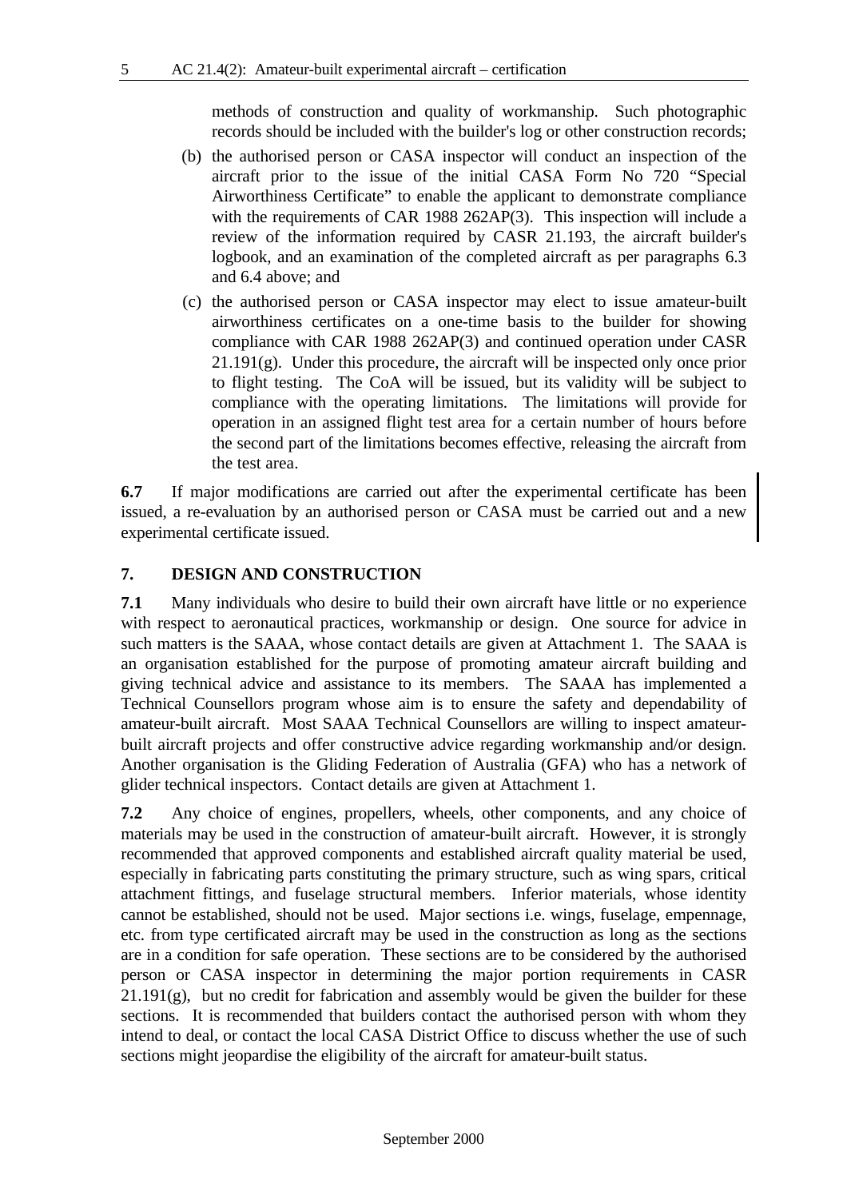methods of construction and quality of workmanship. Such photographic records should be included with the builder's log or other construction records;

(b) the authorised person or CASA inspector will conduct an inspection of the aircraft prior to the issue of the initial CASA Form No 720 "Special Airworthiness Certificate" to enable the applicant to demonstrate compliance with the requirements of CAR 1988 262AP(3). This inspection will include a review of the information required by CASR 21.193, the aircraft builder's logbook, and an examination of the completed aircraft as per paragraphs 6.3 and 6.4 above; and

(c) the authorised person or CASA inspector may elect to issue amateur-built airworthiness certificates on a one-time basis to the builder for showing compliance with CAR 1988 262AP(3) and continued operation under CASR 21.191(g). Under this procedure, the aircraft will be inspected only once prior to flight testing. The CoA will be issued, but its validity will be subject to compliance with the operating limitations. The limitations will provide for operation in an assigned flight test area for a certain number of hours before the second part of the limitations becomes effective, releasing the aircraft from the test area.

**6.7** If major modifications are carried out after the experimental certificate has been issued, a re-evaluation by an authorised person or CASA must be carried out and a new experimental certificate issued.

## 7. DESIGN AND CONSTRUCTION

**7.1** Many individuals who desire to build their own aircraft have little or no experience with respect to aeronautical practices, workmanship or design. One source for advice in such matters is the SAAA, whose contact details are given at Attachment 1. The SAAA is an organisation established for the purpose of promoting amateur aircraft building and giving technical advice and assistance to its members. The SAAA has implemented a Technical Counsellors program whose aim is to ensure the safety and dependability of amateur-built aircraft. Most SAAA Technical Counsellors are willing to inspect amateur-built aircraft projects and offer constructive advice regarding workmanship and/or design. Another organisation is the Gliding Federation of Australia (GFA) who has a network of glider technical inspectors. Contact details are given at Attachment 1.

**7.2** Any choice of engines, propellers, wheels, other components, and any choice of materials may be used in the construction of amateur-built aircraft. However, it is strongly recommended that approved components and established aircraft quality material be used, especially in fabricating parts constituting the primary structure, such as wing spars, critical attachment fittings, and fuselage structural members. Inferior materials, whose identity cannot be established, should not be used. Major sections i.e. wings, fuselage, empennage, etc. from type certificated aircraft may be used in the construction as long as the sections are in a condition for safe operation. These sections are to be considered by the authorised person or CASA inspector in determining the major portion requirements in CASR 21.191(g), but no credit for fabrication and assembly would be given the builder for these sections. It is recommended that builders contact the authorised person with whom they intend to deal, or contact the local CASA District Office to discuss whether the use of such sections might jeopardise the eligibility of the aircraft for amateur-built status.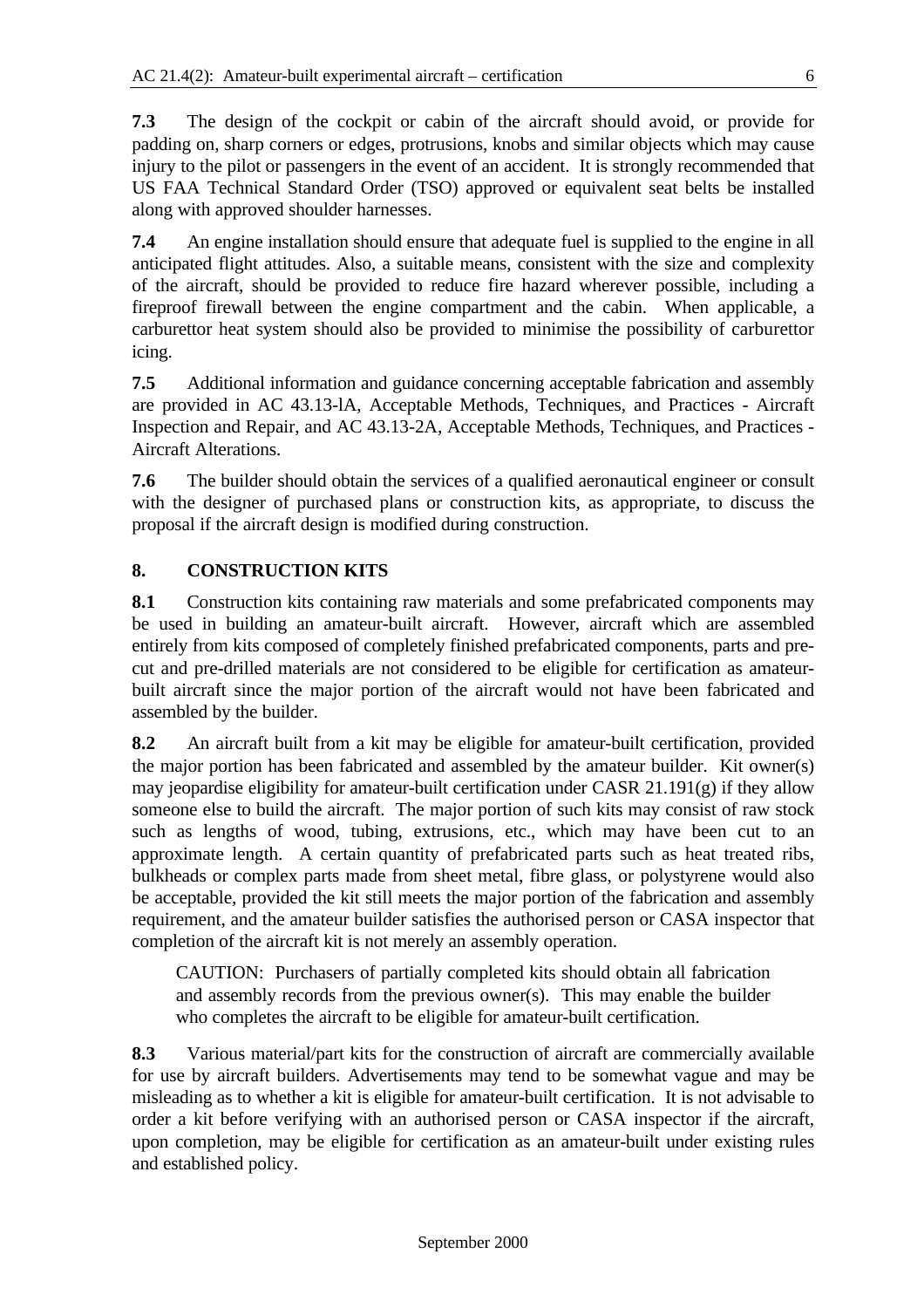**7.3** The design of the cockpit or cabin of the aircraft should avoid, or provide for padding on, sharp corners or edges, protrusions, knobs and similar objects which may cause injury to the pilot or passengers in the event of an accident. It is strongly recommended that US FAA Technical Standard Order (TSO) approved or equivalent seat belts be installed along with approved shoulder harnesses.

**7.4** An engine installation should ensure that adequate fuel is supplied to the engine in all anticipated flight attitudes. Also, a suitable means, consistent with the size and complexity of the aircraft, should be provided to reduce fire hazard wherever possible, including a fireproof firewall between the engine compartment and the cabin. When applicable, a carburettor heat system should also be provided to minimise the possibility of carburettor icing.

**7.5** Additional information and guidance concerning acceptable fabrication and assembly are provided in AC 43.13-lA, Acceptable Methods, Techniques, and Practices - Aircraft Inspection and Repair, and AC 43.13-2A, Acceptable Methods, Techniques, and Practices - Aircraft Alterations.

**7.6** The builder should obtain the services of a qualified aeronautical engineer or consult with the designer of purchased plans or construction kits, as appropriate, to discuss the proposal if the aircraft design is modified during construction.

## 8. CONSTRUCTION KITS

**8.1** Construction kits containing raw materials and some prefabricated components may be used in building an amateur-built aircraft. However, aircraft which are assembled entirely from kits composed of completely finished prefabricated components, parts and pre-cut and pre-drilled materials are not considered to be eligible for certification as amateur-built aircraft since the major portion of the aircraft would not have been fabricated and assembled by the builder.

**8.2** An aircraft built from a kit may be eligible for amateur-built certification, provided the major portion has been fabricated and assembled by the amateur builder. Kit owner(s) may jeopardise eligibility for amateur-built certification under CASR 21.191(g) if they allow someone else to build the aircraft. The major portion of such kits may consist of raw stock such as lengths of wood, tubing, extrusions, etc., which may have been cut to an approximate length. A certain quantity of prefabricated parts such as heat treated ribs, bulkheads or complex parts made from sheet metal, fibre glass, or polystyrene would also be acceptable, provided the kit still meets the major portion of the fabrication and assembly requirement, and the amateur builder satisfies the authorised person or CASA inspector that completion of the aircraft kit is not merely an assembly operation.

> CAUTION: Purchasers of partially completed kits should obtain all fabrication and assembly records from the previous owner(s). This may enable the builder who completes the aircraft to be eligible for amateur-built certification.

**8.3** Various material/part kits for the construction of aircraft are commercially available for use by aircraft builders. Advertisements may tend to be somewhat vague and may be misleading as to whether a kit is eligible for amateur-built certification. It is not advisable to order a kit before verifying with an authorised person or CASA inspector if the aircraft, upon completion, may be eligible for certification as an amateur-built under existing rules and established policy.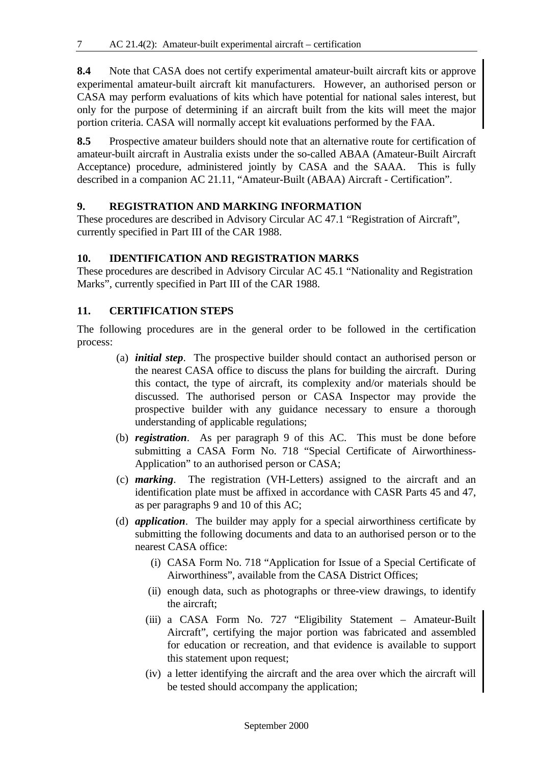**8.4** Note that CASA does not certify experimental amateur-built aircraft kits or approve experimental amateur-built aircraft kit manufacturers. However, an authorised person or CASA may perform evaluations of kits which have potential for national sales interest, but only for the purpose of determining if an aircraft built from the kits will meet the major portion criteria. CASA will normally accept kit evaluations performed by the FAA.

**8.5** Prospective amateur builders should note that an alternative route for certification of amateur-built aircraft in Australia exists under the so-called ABAA (Amateur-Built Aircraft Acceptance) procedure, administered jointly by CASA and the SAAA. This is fully described in a companion AC 21.11, "Amateur-Built (ABAA) Aircraft - Certification".

## 9. REGISTRATION AND MARKING INFORMATION

These procedures are described in Advisory Circular AC 47.1 "Registration of Aircraft", currently specified in Part III of the CAR 1988.

## 10. IDENTIFICATION AND REGISTRATION MARKS

These procedures are described in Advisory Circular AC 45.1 "Nationality and Registration Marks", currently specified in Part III of the CAR 1988.

## 11. CERTIFICATION STEPS

The following procedures are in the general order to be followed in the certification process:

(a) ***initial step***. The prospective builder should contact an authorised person or the nearest CASA office to discuss the plans for building the aircraft. During this contact, the type of aircraft, its complexity and/or materials should be discussed. The authorised person or CASA Inspector may provide the prospective builder with any guidance necessary to ensure a thorough understanding of applicable regulations;

(b) ***registration***. As per paragraph 9 of this AC. This must be done before submitting a CASA Form No. 718 "Special Certificate of Airworthiness-Application" to an authorised person or CASA;

(c) ***marking***. The registration (VH-Letters) assigned to the aircraft and an identification plate must be affixed in accordance with CASR Parts 45 and 47, as per paragraphs 9 and 10 of this AC;

(d) ***application***. The builder may apply for a special airworthiness certificate by submitting the following documents and data to an authorised person or to the nearest CASA office:

   (i) CASA Form No. 718 "Application for Issue of a Special Certificate of Airworthiness", available from the CASA District Offices;

   (ii) enough data, such as photographs or three-view drawings, to identify the aircraft;

   (iii) a CASA Form No. 727 "Eligibility Statement – Amateur-Built Aircraft", certifying the major portion was fabricated and assembled for education or recreation, and that evidence is available to support this statement upon request;

   (iv) a letter identifying the aircraft and the area over which the aircraft will be tested should accompany the application;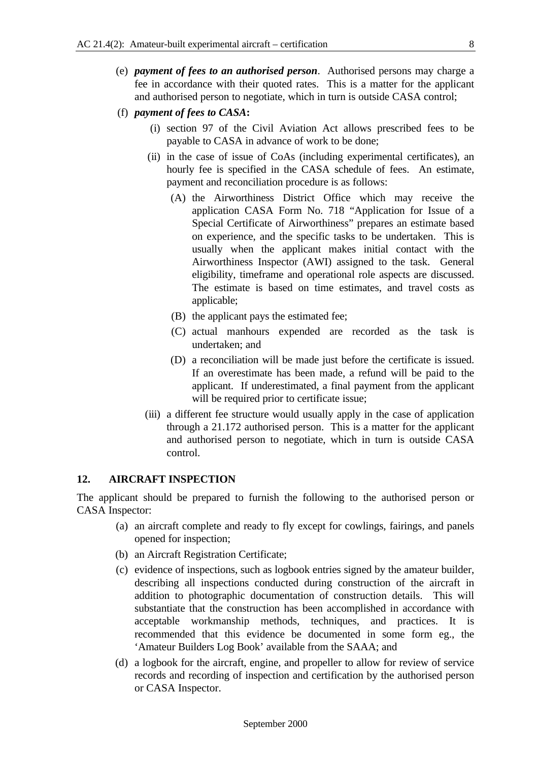(e) ***payment of fees to an authorised person***. Authorised persons may charge a fee in accordance with their quoted rates. This is a matter for the applicant and authorised person to negotiate, which in turn is outside CASA control;

(f) ***payment of fees to CASA*****:**

   (i) section 97 of the Civil Aviation Act allows prescribed fees to be payable to CASA in advance of work to be done;

   (ii) in the case of issue of CoAs (including experimental certificates), an hourly fee is specified in the CASA schedule of fees. An estimate, payment and reconciliation procedure is as follows:

      (A) the Airworthiness District Office which may receive the application CASA Form No. 718 "Application for Issue of a Special Certificate of Airworthiness" prepares an estimate based on experience, and the specific tasks to be undertaken. This is usually when the applicant makes initial contact with the Airworthiness Inspector (AWI) assigned to the task. General eligibility, timeframe and operational role aspects are discussed. The estimate is based on time estimates, and travel costs as applicable;

      (B) the applicant pays the estimated fee;

      (C) actual manhours expended are recorded as the task is undertaken; and

      (D) a reconciliation will be made just before the certificate is issued. If an overestimate has been made, a refund will be paid to the applicant. If underestimated, a final payment from the applicant will be required prior to certificate issue;

   (iii) a different fee structure would usually apply in the case of application through a 21.172 authorised person. This is a matter for the applicant and authorised person to negotiate, which in turn is outside CASA control.

## 12. AIRCRAFT INSPECTION

The applicant should be prepared to furnish the following to the authorised person or CASA Inspector:

(a) an aircraft complete and ready to fly except for cowlings, fairings, and panels opened for inspection;

(b) an Aircraft Registration Certificate;

(c) evidence of inspections, such as logbook entries signed by the amateur builder, describing all inspections conducted during construction of the aircraft in addition to photographic documentation of construction details. This will substantiate that the construction has been accomplished in accordance with acceptable workmanship methods, techniques, and practices. It is recommended that this evidence be documented in some form eg., the 'Amateur Builders Log Book' available from the SAAA; and

(d) a logbook for the aircraft, engine, and propeller to allow for review of service records and recording of inspection and certification by the authorised person or CASA Inspector.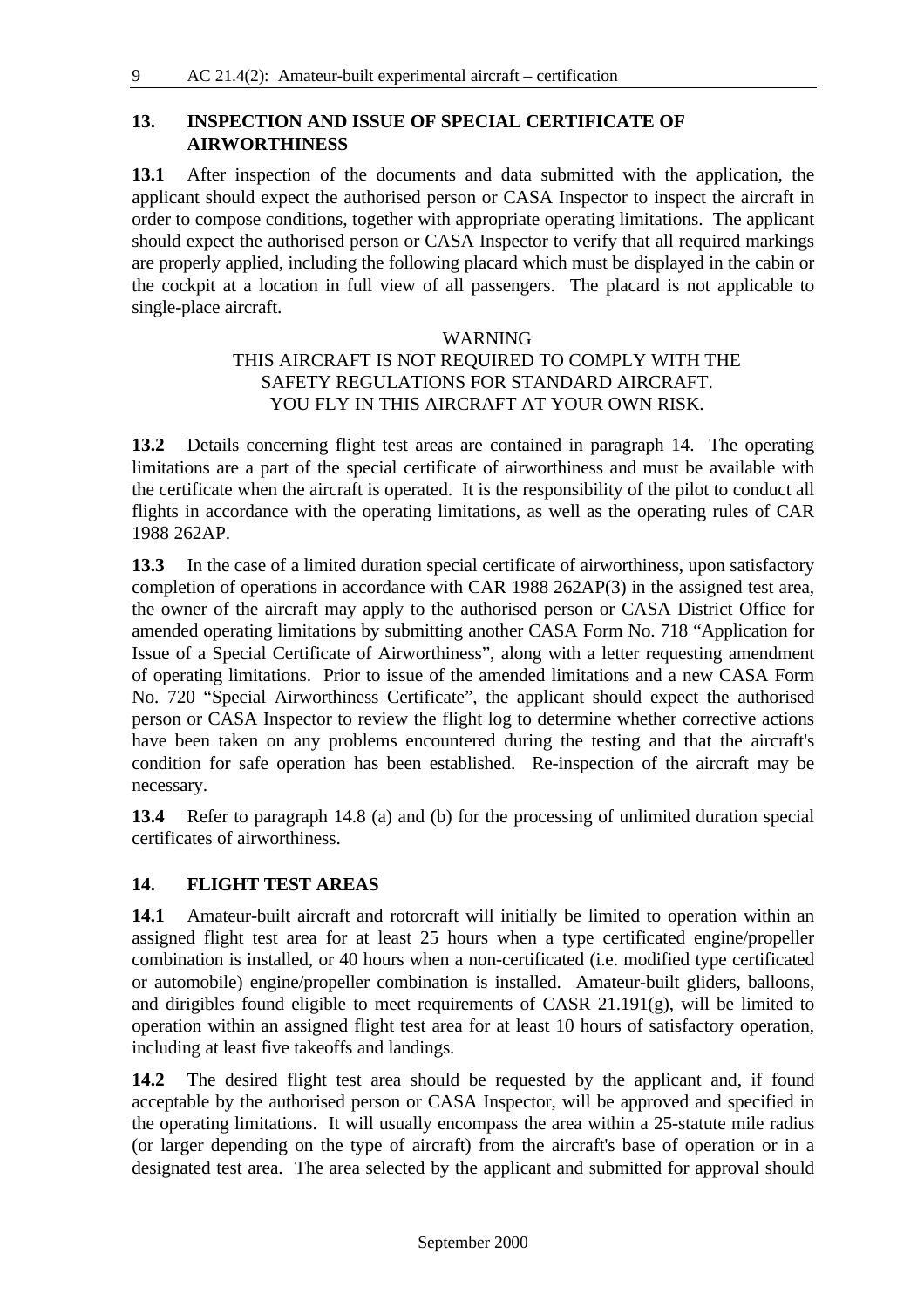## 13. INSPECTION AND ISSUE OF SPECIAL CERTIFICATE OF AIRWORTHINESS

**13.1** After inspection of the documents and data submitted with the application, the applicant should expect the authorised person or CASA Inspector to inspect the aircraft in order to compose conditions, together with appropriate operating limitations. The applicant should expect the authorised person or CASA Inspector to verify that all required markings are properly applied, including the following placard which must be displayed in the cabin or the cockpit at a location in full view of all passengers. The placard is not applicable to single-place aircraft.

WARNING
THIS AIRCRAFT IS NOT REQUIRED TO COMPLY WITH THE SAFETY REGULATIONS FOR STANDARD AIRCRAFT.
YOU FLY IN THIS AIRCRAFT AT YOUR OWN RISK.

**13.2** Details concerning flight test areas are contained in paragraph 14. The operating limitations are a part of the special certificate of airworthiness and must be available with the certificate when the aircraft is operated. It is the responsibility of the pilot to conduct all flights in accordance with the operating limitations, as well as the operating rules of CAR 1988 262AP.

**13.3** In the case of a limited duration special certificate of airworthiness, upon satisfactory completion of operations in accordance with CAR 1988 262AP(3) in the assigned test area, the owner of the aircraft may apply to the authorised person or CASA District Office for amended operating limitations by submitting another CASA Form No. 718 “Application for Issue of a Special Certificate of Airworthiness”, along with a letter requesting amendment of operating limitations. Prior to issue of the amended limitations and a new CASA Form No. 720 “Special Airworthiness Certificate”, the applicant should expect the authorised person or CASA Inspector to review the flight log to determine whether corrective actions have been taken on any problems encountered during the testing and that the aircraft's condition for safe operation has been established. Re-inspection of the aircraft may be necessary.

**13.4** Refer to paragraph 14.8 (a) and (b) for the processing of unlimited duration special certificates of airworthiness.

## 14. FLIGHT TEST AREAS

**14.1** Amateur-built aircraft and rotorcraft will initially be limited to operation within an assigned flight test area for at least 25 hours when a type certificated engine/propeller combination is installed, or 40 hours when a non-certificated (i.e. modified type certificated or automobile) engine/propeller combination is installed. Amateur-built gliders, balloons, and dirigibles found eligible to meet requirements of CASR 21.191(g), will be limited to operation within an assigned flight test area for at least 10 hours of satisfactory operation, including at least five takeoffs and landings.

**14.2** The desired flight test area should be requested by the applicant and, if found acceptable by the authorised person or CASA Inspector, will be approved and specified in the operating limitations. It will usually encompass the area within a 25-statute mile radius (or larger depending on the type of aircraft) from the aircraft's base of operation or in a designated test area. The area selected by the applicant and submitted for approval should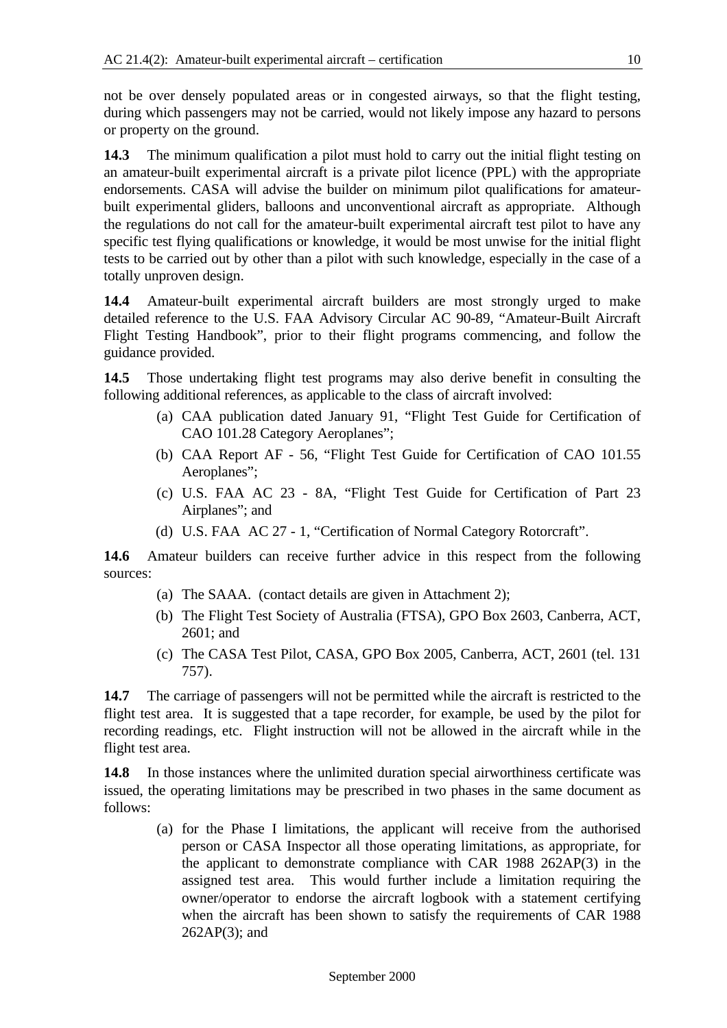not be over densely populated areas or in congested airways, so that the flight testing, during which passengers may not be carried, would not likely impose any hazard to persons or property on the ground.

**14.3** The minimum qualification a pilot must hold to carry out the initial flight testing on an amateur-built experimental aircraft is a private pilot licence (PPL) with the appropriate endorsements. CASA will advise the builder on minimum pilot qualifications for amateur-built experimental gliders, balloons and unconventional aircraft as appropriate. Although the regulations do not call for the amateur-built experimental aircraft test pilot to have any specific test flying qualifications or knowledge, it would be most unwise for the initial flight tests to be carried out by other than a pilot with such knowledge, especially in the case of a totally unproven design.

**14.4** Amateur-built experimental aircraft builders are most strongly urged to make detailed reference to the U.S. FAA Advisory Circular AC 90-89, "Amateur-Built Aircraft Flight Testing Handbook", prior to their flight programs commencing, and follow the guidance provided.

**14.5** Those undertaking flight test programs may also derive benefit in consulting the following additional references, as applicable to the class of aircraft involved:

(a) CAA publication dated January 91, "Flight Test Guide for Certification of CAO 101.28 Category Aeroplanes";

(b) CAA Report AF - 56, "Flight Test Guide for Certification of CAO 101.55 Aeroplanes";

(c) U.S. FAA AC 23 - 8A, "Flight Test Guide for Certification of Part 23 Airplanes"; and

(d) U.S. FAA AC 27 - 1, "Certification of Normal Category Rotorcraft".

**14.6** Amateur builders can receive further advice in this respect from the following sources:

(a) The SAAA. (contact details are given in Attachment 2);

(b) The Flight Test Society of Australia (FTSA), GPO Box 2603, Canberra, ACT, 2601; and

(c) The CASA Test Pilot, CASA, GPO Box 2005, Canberra, ACT, 2601 (tel. 131 757).

**14.7** The carriage of passengers will not be permitted while the aircraft is restricted to the flight test area. It is suggested that a tape recorder, for example, be used by the pilot for recording readings, etc. Flight instruction will not be allowed in the aircraft while in the flight test area.

**14.8** In those instances where the unlimited duration special airworthiness certificate was issued, the operating limitations may be prescribed in two phases in the same document as follows:

(a) for the Phase I limitations, the applicant will receive from the authorised person or CASA Inspector all those operating limitations, as appropriate, for the applicant to demonstrate compliance with CAR 1988 262AP(3) in the assigned test area. This would further include a limitation requiring the owner/operator to endorse the aircraft logbook with a statement certifying when the aircraft has been shown to satisfy the requirements of CAR 1988 262AP(3); and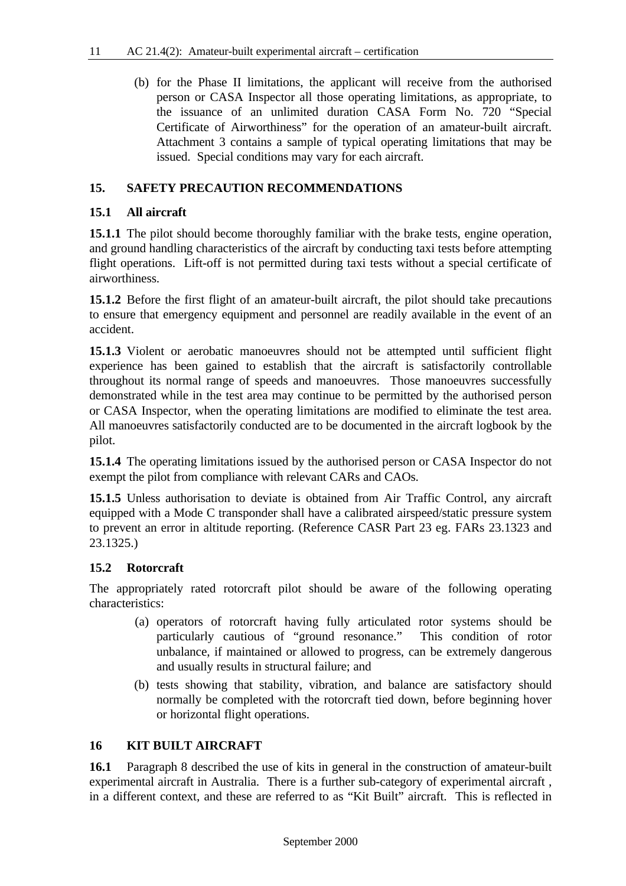(b) for the Phase II limitations, the applicant will receive from the authorised person or CASA Inspector all those operating limitations, as appropriate, to the issuance of an unlimited duration CASA Form No. 720 "Special Certificate of Airworthiness" for the operation of an amateur-built aircraft. Attachment 3 contains a sample of typical operating limitations that may be issued. Special conditions may vary for each aircraft.

## 15. SAFETY PRECAUTION RECOMMENDATIONS

### 15.1 All aircraft

**15.1.1** The pilot should become thoroughly familiar with the brake tests, engine operation, and ground handling characteristics of the aircraft by conducting taxi tests before attempting flight operations. Lift-off is not permitted during taxi tests without a special certificate of airworthiness.

**15.1.2** Before the first flight of an amateur-built aircraft, the pilot should take precautions to ensure that emergency equipment and personnel are readily available in the event of an accident.

**15.1.3** Violent or aerobatic manoeuvres should not be attempted until sufficient flight experience has been gained to establish that the aircraft is satisfactorily controllable throughout its normal range of speeds and manoeuvres. Those manoeuvres successfully demonstrated while in the test area may continue to be permitted by the authorised person or CASA Inspector, when the operating limitations are modified to eliminate the test area. All manoeuvres satisfactorily conducted are to be documented in the aircraft logbook by the pilot.

**15.1.4** The operating limitations issued by the authorised person or CASA Inspector do not exempt the pilot from compliance with relevant CARs and CAOs.

**15.1.5** Unless authorisation to deviate is obtained from Air Traffic Control, any aircraft equipped with a Mode C transponder shall have a calibrated airspeed/static pressure system to prevent an error in altitude reporting. (Reference CASR Part 23 eg. FARs 23.1323 and 23.1325.)

### 15.2 Rotorcraft

The appropriately rated rotorcraft pilot should be aware of the following operating characteristics:

(a) operators of rotorcraft having fully articulated rotor systems should be particularly cautious of "ground resonance." This condition of rotor unbalance, if maintained or allowed to progress, can be extremely dangerous and usually results in structural failure; and

(b) tests showing that stability, vibration, and balance are satisfactory should normally be completed with the rotorcraft tied down, before beginning hover or horizontal flight operations.

## 16 KIT BUILT AIRCRAFT

**16.1** Paragraph 8 described the use of kits in general in the construction of amateur-built experimental aircraft in Australia. There is a further sub-category of experimental aircraft , in a different context, and these are referred to as "Kit Built" aircraft. This is reflected in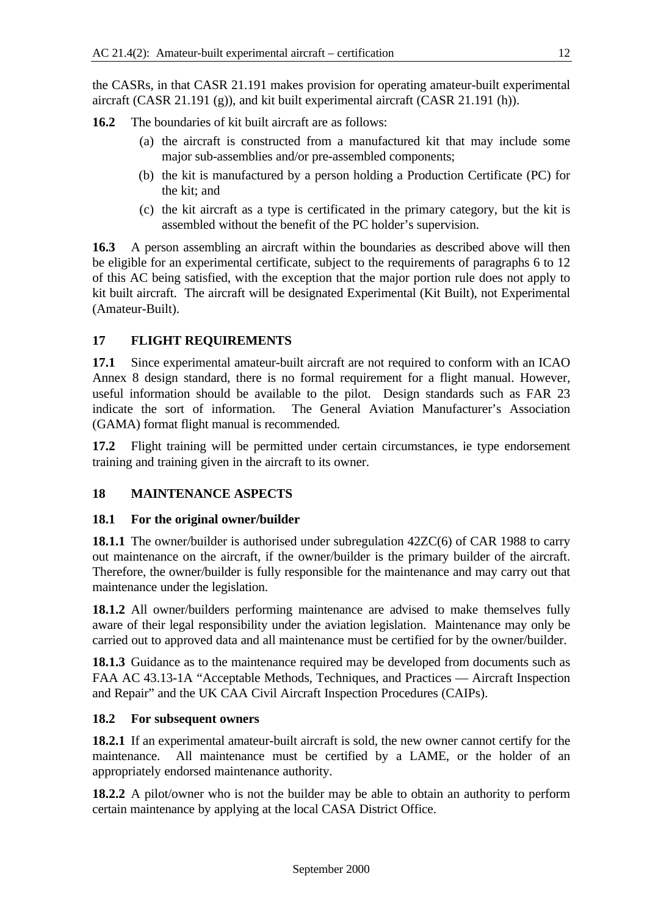the CASRs, in that CASR 21.191 makes provision for operating amateur-built experimental aircraft (CASR 21.191 (g)), and kit built experimental aircraft (CASR 21.191 (h)).

**16.2** The boundaries of kit built aircraft are as follows:

(a) the aircraft is constructed from a manufactured kit that may include some major sub-assemblies and/or pre-assembled components;

(b) the kit is manufactured by a person holding a Production Certificate (PC) for the kit; and

(c) the kit aircraft as a type is certificated in the primary category, but the kit is assembled without the benefit of the PC holder's supervision.

**16.3** A person assembling an aircraft within the boundaries as described above will then be eligible for an experimental certificate, subject to the requirements of paragraphs 6 to 12 of this AC being satisfied, with the exception that the major portion rule does not apply to kit built aircraft. The aircraft will be designated Experimental (Kit Built), not Experimental (Amateur-Built).

## 17 FLIGHT REQUIREMENTS

**17.1** Since experimental amateur-built aircraft are not required to conform with an ICAO Annex 8 design standard, there is no formal requirement for a flight manual. However, useful information should be available to the pilot. Design standards such as FAR 23 indicate the sort of information. The General Aviation Manufacturer's Association (GAMA) format flight manual is recommended.

**17.2** Flight training will be permitted under certain circumstances, ie type endorsement training and training given in the aircraft to its owner.

## 18 MAINTENANCE ASPECTS

### 18.1 For the original owner/builder

**18.1.1** The owner/builder is authorised under subregulation 42ZC(6) of CAR 1988 to carry out maintenance on the aircraft, if the owner/builder is the primary builder of the aircraft. Therefore, the owner/builder is fully responsible for the maintenance and may carry out that maintenance under the legislation.

**18.1.2** All owner/builders performing maintenance are advised to make themselves fully aware of their legal responsibility under the aviation legislation. Maintenance may only be carried out to approved data and all maintenance must be certified for by the owner/builder.

**18.1.3** Guidance as to the maintenance required may be developed from documents such as FAA AC 43.13-1A "Acceptable Methods, Techniques, and Practices — Aircraft Inspection and Repair" and the UK CAA Civil Aircraft Inspection Procedures (CAIPs).

### 18.2 For subsequent owners

**18.2.1** If an experimental amateur-built aircraft is sold, the new owner cannot certify for the maintenance. All maintenance must be certified by a LAME, or the holder of an appropriately endorsed maintenance authority.

**18.2.2** A pilot/owner who is not the builder may be able to obtain an authority to perform certain maintenance by applying at the local CASA District Office.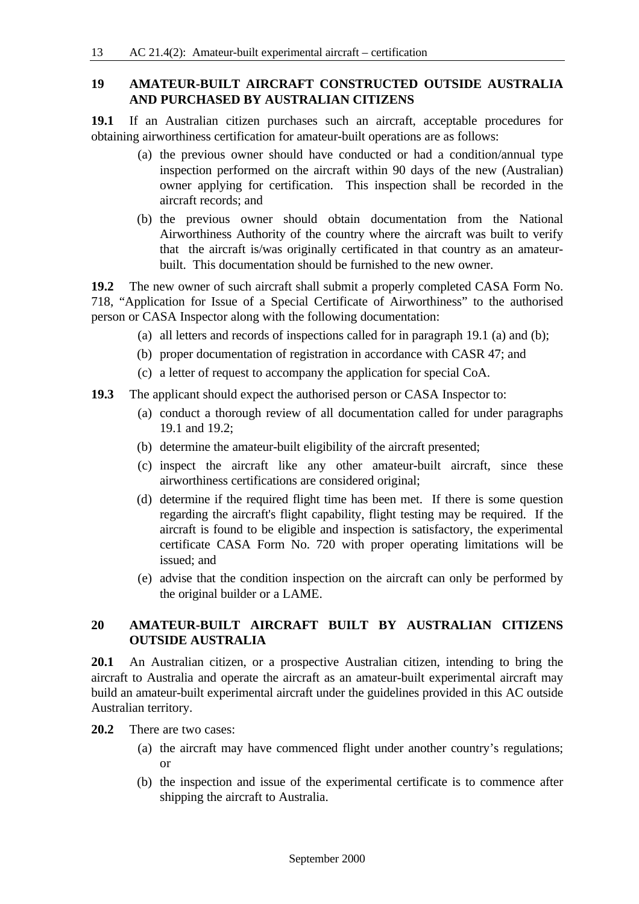## 19 AMATEUR-BUILT AIRCRAFT CONSTRUCTED OUTSIDE AUSTRALIA AND PURCHASED BY AUSTRALIAN CITIZENS

**19.1** If an Australian citizen purchases such an aircraft, acceptable procedures for obtaining airworthiness certification for amateur-built operations are as follows:

(a) the previous owner should have conducted or had a condition/annual type inspection performed on the aircraft within 90 days of the new (Australian) owner applying for certification. This inspection shall be recorded in the aircraft records; and

(b) the previous owner should obtain documentation from the National Airworthiness Authority of the country where the aircraft was built to verify that the aircraft is/was originally certificated in that country as an amateur-built. This documentation should be furnished to the new owner.

**19.2** The new owner of such aircraft shall submit a properly completed CASA Form No. 718, "Application for Issue of a Special Certificate of Airworthiness" to the authorised person or CASA Inspector along with the following documentation:

(a) all letters and records of inspections called for in paragraph 19.1 (a) and (b);

(b) proper documentation of registration in accordance with CASR 47; and

(c) a letter of request to accompany the application for special CoA.

**19.3** The applicant should expect the authorised person or CASA Inspector to:

(a) conduct a thorough review of all documentation called for under paragraphs 19.1 and 19.2;

(b) determine the amateur-built eligibility of the aircraft presented;

(c) inspect the aircraft like any other amateur-built aircraft, since these airworthiness certifications are considered original;

(d) determine if the required flight time has been met. If there is some question regarding the aircraft's flight capability, flight testing may be required. If the aircraft is found to be eligible and inspection is satisfactory, the experimental certificate CASA Form No. 720 with proper operating limitations will be issued; and

(e) advise that the condition inspection on the aircraft can only be performed by the original builder or a LAME.

## 20 AMATEUR-BUILT AIRCRAFT BUILT BY AUSTRALIAN CITIZENS OUTSIDE AUSTRALIA

**20.1** An Australian citizen, or a prospective Australian citizen, intending to bring the aircraft to Australia and operate the aircraft as an amateur-built experimental aircraft may build an amateur-built experimental aircraft under the guidelines provided in this AC outside Australian territory.

**20.2** There are two cases:

(a) the aircraft may have commenced flight under another country's regulations; or

(b) the inspection and issue of the experimental certificate is to commence after shipping the aircraft to Australia.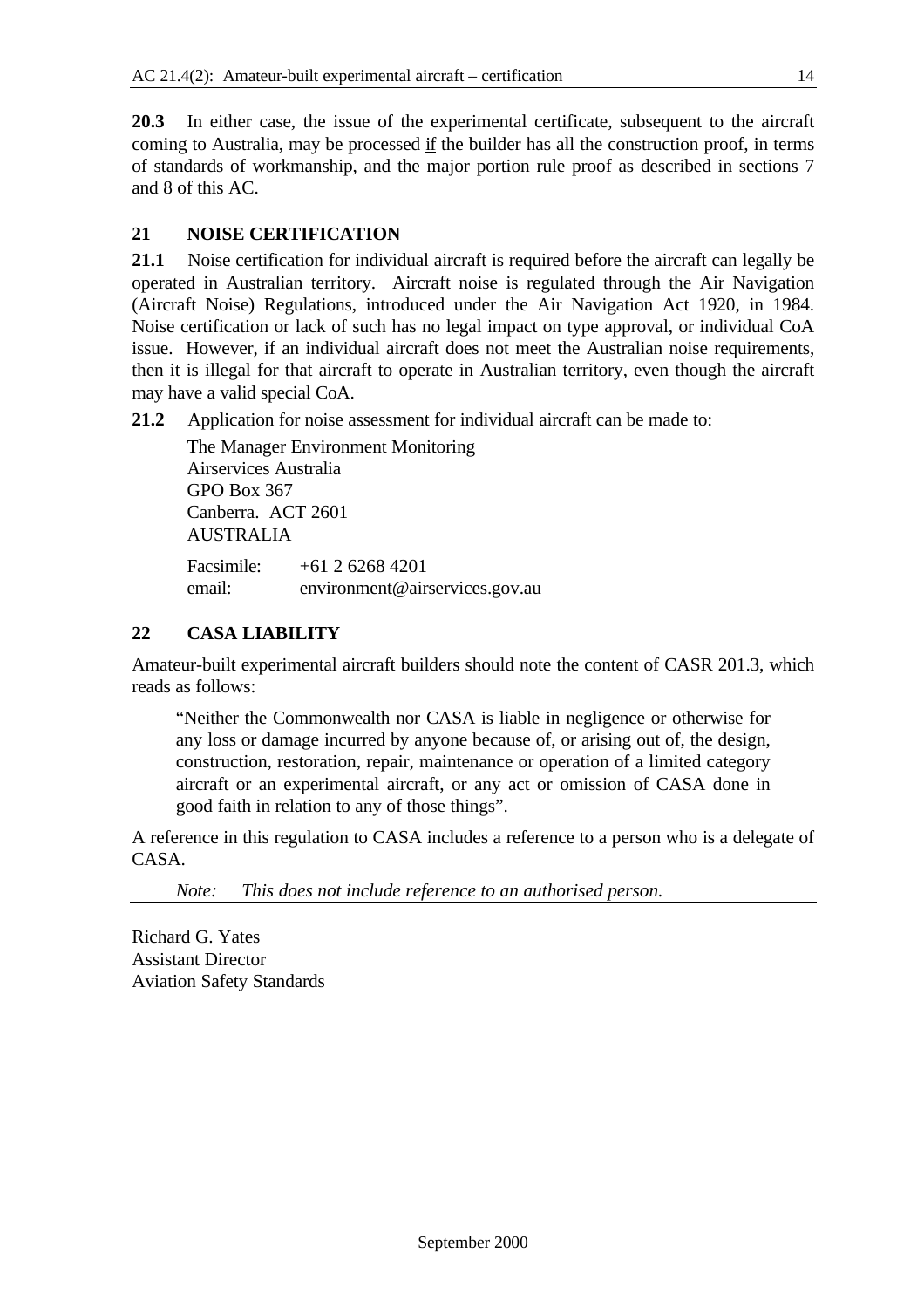**20.3** In either case, the issue of the experimental certificate, subsequent to the aircraft coming to Australia, may be processed if the builder has all the construction proof, in terms of standards of workmanship, and the major portion rule proof as described in sections 7 and 8 of this AC.

## 21 NOISE CERTIFICATION

**21.1** Noise certification for individual aircraft is required before the aircraft can legally be operated in Australian territory. Aircraft noise is regulated through the Air Navigation (Aircraft Noise) Regulations, introduced under the Air Navigation Act 1920, in 1984. Noise certification or lack of such has no legal impact on type approval, or individual CoA issue. However, if an individual aircraft does not meet the Australian noise requirements, then it is illegal for that aircraft to operate in Australian territory, even though the aircraft may have a valid special CoA.

**21.2** Application for noise assessment for individual aircraft can be made to:

The Manager Environment Monitoring
Airservices Australia
GPO Box 367
Canberra. ACT 2601
AUSTRALIA

Facsimile: +61 2 6268 4201
email: environment@airservices.gov.au

## 22 CASA LIABILITY

Amateur-built experimental aircraft builders should note the content of CASR 201.3, which reads as follows:

> "Neither the Commonwealth nor CASA is liable in negligence or otherwise for any loss or damage incurred by anyone because of, or arising out of, the design, construction, restoration, repair, maintenance or operation of a limited category aircraft or an experimental aircraft, or any act or omission of CASA done in good faith in relation to any of those things".

A reference in this regulation to CASA includes a reference to a person who is a delegate of CASA.

*Note: This does not include reference to an authorised person.*

Richard G. Yates
Assistant Director
Aviation Safety Standards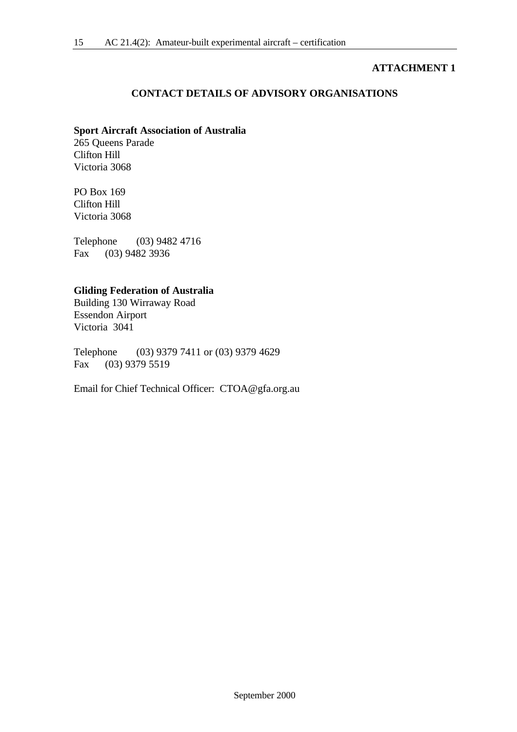**ATTACHMENT 1**

## CONTACT DETAILS OF ADVISORY ORGANISATIONS

**Sport Aircraft Association of Australia**
265 Queens Parade
Clifton Hill
Victoria 3068

PO Box 169
Clifton Hill
Victoria 3068

Telephone (03) 9482 4716
Fax (03) 9482 3936

**Gliding Federation of Australia**
Building 130 Wirraway Road
Essendon Airport
Victoria 3041

Telephone (03) 9379 7411 or (03) 9379 4629
Fax (03) 9379 5519

Email for Chief Technical Officer: CTOA@gfa.org.au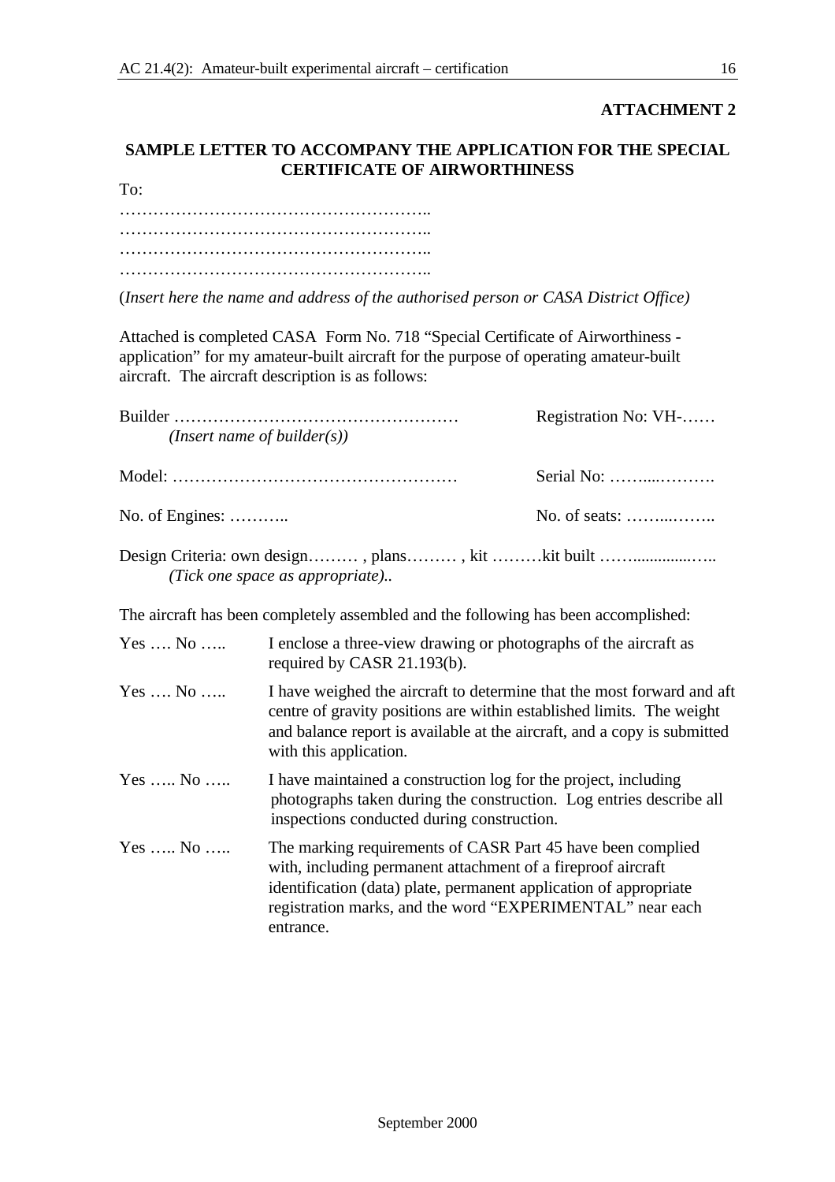**ATTACHMENT 2**

## SAMPLE LETTER TO ACCOMPANY THE APPLICATION FOR THE SPECIAL CERTIFICATE OF AIRWORTHINESS

To:

………………………………………………..
………………………………………………..
………………………………………………..
………………………………………………..

(*Insert here the name and address of the authorised person or CASA District Office)*

Attached is completed CASA Form No. 718 "Special Certificate of Airworthiness - application" for my amateur-built aircraft for the purpose of operating amateur-built aircraft. The aircraft description is as follows:

Builder …………………………………………… Registration No: VH-……
*(Insert name of builder(s))*

Model: …………………………………………… Serial No: ……....……….

No. of Engines: ……….. No. of seats: ……...……..

Design Criteria: own design……… , plans……… , kit ………kit built ……..............…..
*(Tick one space as appropriate)..*

The aircraft has been completely assembled and the following has been accomplished:

Yes …. No ….. I enclose a three-view drawing or photographs of the aircraft as required by CASR 21.193(b).

Yes …. No ….. I have weighed the aircraft to determine that the most forward and aft centre of gravity positions are within established limits. The weight and balance report is available at the aircraft, and a copy is submitted with this application.

Yes ….. No ….. I have maintained a construction log for the project, including photographs taken during the construction. Log entries describe all inspections conducted during construction.

Yes ….. No ….. The marking requirements of CASR Part 45 have been complied with, including permanent attachment of a fireproof aircraft identification (data) plate, permanent application of appropriate registration marks, and the word "EXPERIMENTAL" near each entrance.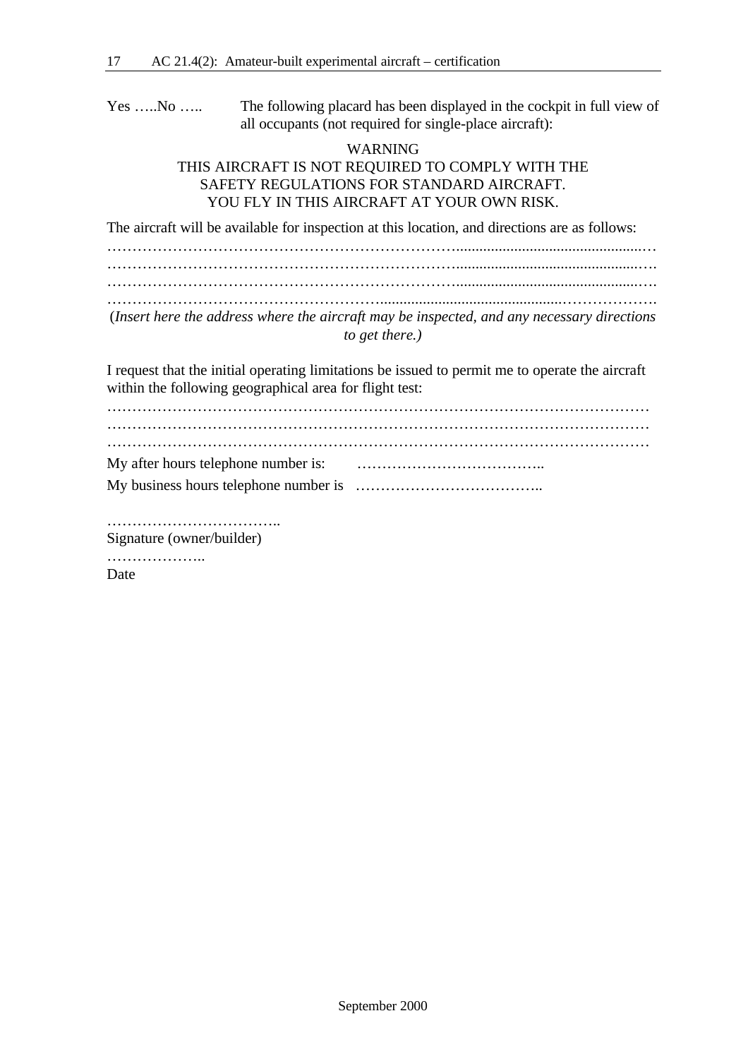Yes …..No ….. The following placard has been displayed in the cockpit in full view of all occupants (not required for single-place aircraft):

WARNING
THIS AIRCRAFT IS NOT REQUIRED TO COMPLY WITH THE SAFETY REGULATIONS FOR STANDARD AIRCRAFT.
YOU FLY IN THIS AIRCRAFT AT YOUR OWN RISK.

The aircraft will be available for inspection at this location, and directions are as follows:

…………………………………………………………………………………………………………
…………………………………………………………………………………………………………
…………………………………………………………………………………………………………
…………………………………………………………………………………………………………

(*Insert here the address where the aircraft may be inspected, and any necessary directions to get there.)*

I request that the initial operating limitations be issued to permit me to operate the aircraft within the following geographical area for flight test:

…………………………………………………………………………………………………
…………………………………………………………………………………………………
…………………………………………………………………………………………………

My after hours telephone number is: ………………………………..

My business hours telephone number is ………………………………..

……………………………..
Signature (owner/builder)

………………..
Date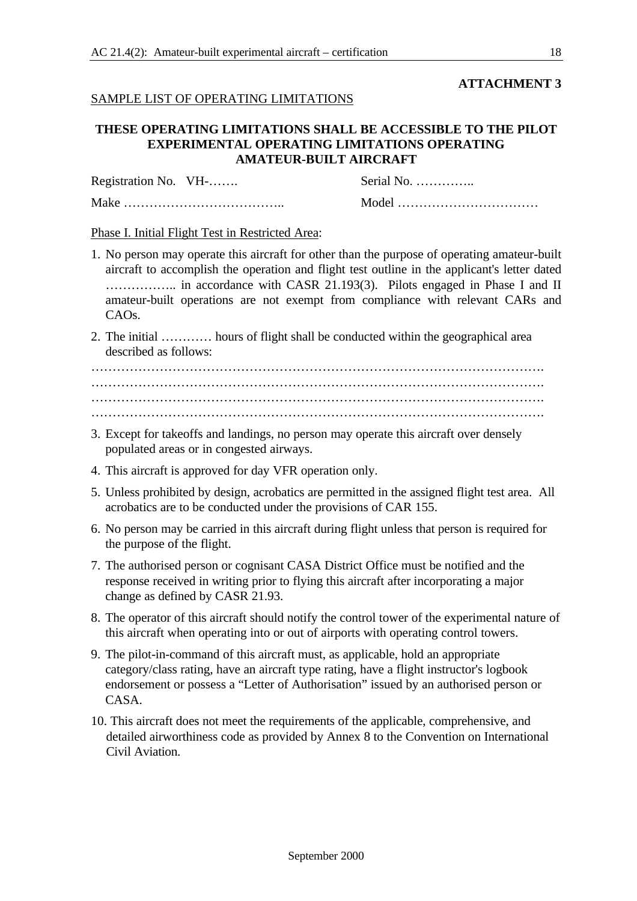**ATTACHMENT 3**

SAMPLE LIST OF OPERATING LIMITATIONS

**THESE OPERATING LIMITATIONS SHALL BE ACCESSIBLE TO THE PILOT EXPERIMENTAL OPERATING LIMITATIONS OPERATING AMATEUR-BUILT AIRCRAFT**

Registration No. VH-……. Serial No. …………..

Make ……………………………….. Model ……………………………

Phase I. Initial Flight Test in Restricted Area:

1. No person may operate this aircraft for other than the purpose of operating amateur-built aircraft to accomplish the operation and flight test outline in the applicant's letter dated …………….. in accordance with CASR 21.193(3). Pilots engaged in Phase I and II amateur-built operations are not exempt from compliance with relevant CARs and CAOs.
2. The initial ………… hours of flight shall be conducted within the geographical area described as follows:

…………………………………………………………………………………………….
…………………………………………………………………………………………….
…………………………………………………………………………………………….
…………………………………………………………………………………………….

3. Except for takeoffs and landings, no person may operate this aircraft over densely populated areas or in congested airways.
4. This aircraft is approved for day VFR operation only.
5. Unless prohibited by design, acrobatics are permitted in the assigned flight test area. All acrobatics are to be conducted under the provisions of CAR 155.
6. No person may be carried in this aircraft during flight unless that person is required for the purpose of the flight.
7. The authorised person or cognisant CASA District Office must be notified and the response received in writing prior to flying this aircraft after incorporating a major change as defined by CASR 21.93.
8. The operator of this aircraft should notify the control tower of the experimental nature of this aircraft when operating into or out of airports with operating control towers.
9. The pilot-in-command of this aircraft must, as applicable, hold an appropriate category/class rating, have an aircraft type rating, have a flight instructor's logbook endorsement or possess a "Letter of Authorisation" issued by an authorised person or CASA.
10. This aircraft does not meet the requirements of the applicable, comprehensive, and detailed airworthiness code as provided by Annex 8 to the Convention on International Civil Aviation.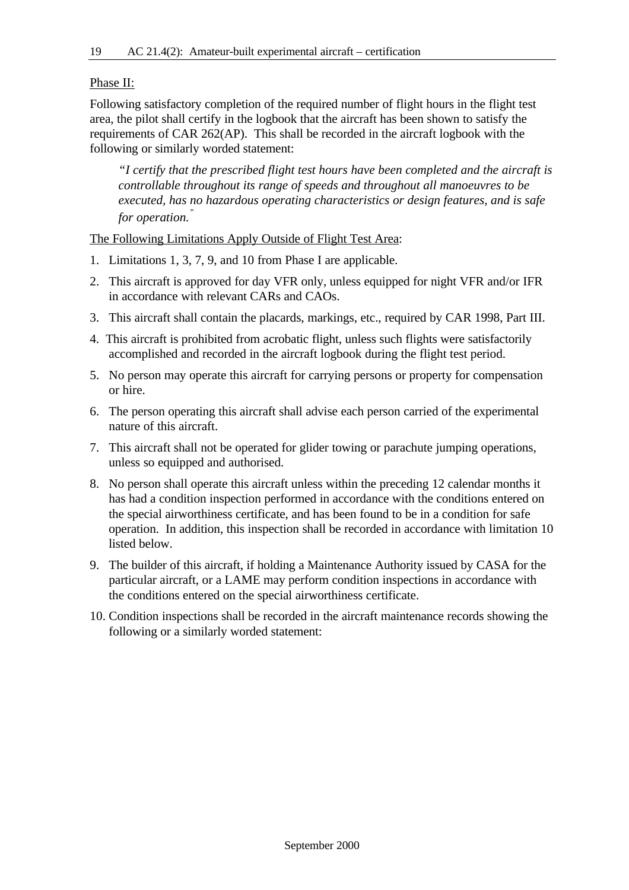Phase II:

Following satisfactory completion of the required number of flight hours in the flight test area, the pilot shall certify in the logbook that the aircraft has been shown to satisfy the requirements of CAR 262(AP). This shall be recorded in the aircraft logbook with the following or similarly worded statement:

> *"I certify that the prescribed flight test hours have been completed and the aircraft is controllable throughout its range of speeds and throughout all manoeuvres to be executed, has no hazardous operating characteristics or design features, and is safe for operation."*

The Following Limitations Apply Outside of Flight Test Area:

1. Limitations 1, 3, 7, 9, and 10 from Phase I are applicable.
2. This aircraft is approved for day VFR only, unless equipped for night VFR and/or IFR in accordance with relevant CARs and CAOs.
3. This aircraft shall contain the placards, markings, etc., required by CAR 1998, Part III.
4. This aircraft is prohibited from acrobatic flight, unless such flights were satisfactorily accomplished and recorded in the aircraft logbook during the flight test period.
5. No person may operate this aircraft for carrying persons or property for compensation or hire.
6. The person operating this aircraft shall advise each person carried of the experimental nature of this aircraft.
7. This aircraft shall not be operated for glider towing or parachute jumping operations, unless so equipped and authorised.
8. No person shall operate this aircraft unless within the preceding 12 calendar months it has had a condition inspection performed in accordance with the conditions entered on the special airworthiness certificate, and has been found to be in a condition for safe operation. In addition, this inspection shall be recorded in accordance with limitation 10 listed below.
9. The builder of this aircraft, if holding a Maintenance Authority issued by CASA for the particular aircraft, or a LAME may perform condition inspections in accordance with the conditions entered on the special airworthiness certificate.
10. Condition inspections shall be recorded in the aircraft maintenance records showing the following or a similarly worded statement: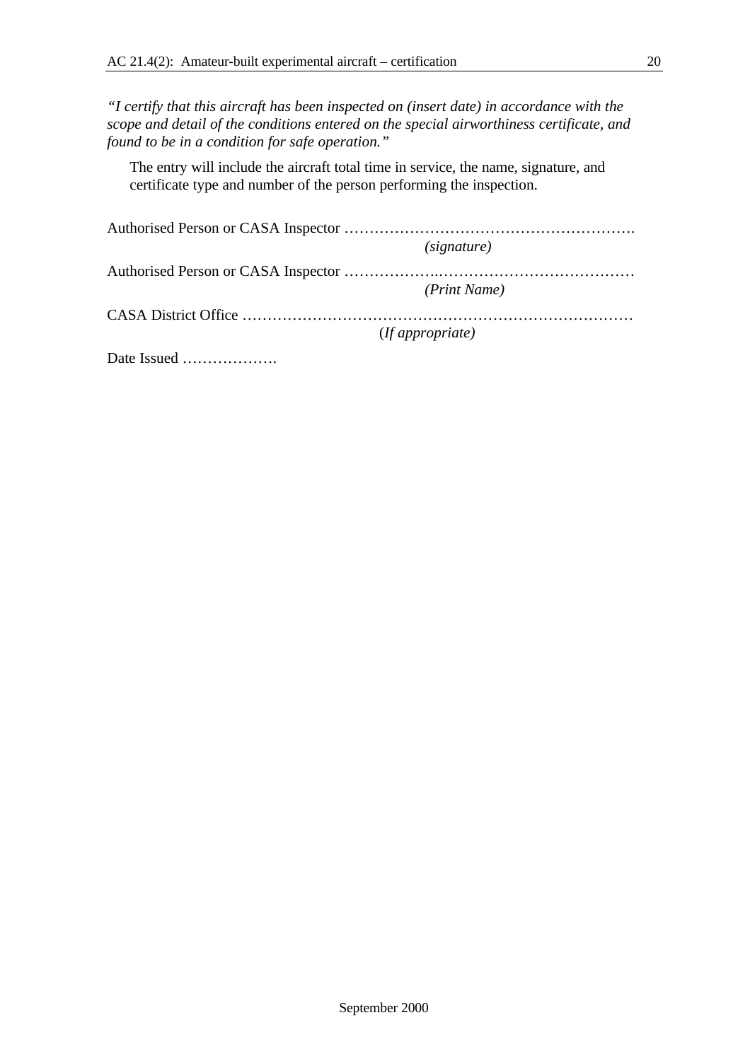*"I certify that this aircraft has been inspected on (insert date) in accordance with the scope and detail of the conditions entered on the special airworthiness certificate, and found to be in a condition for safe operation."*

The entry will include the aircraft total time in service, the name, signature, and certificate type and number of the person performing the inspection.

Authorised Person or CASA Inspector ………………………………………………….
*(signature)*

Authorised Person or CASA Inspector ……………….……………………………………
*(Print Name)*

CASA District Office ……………………………………………………………………
(*If appropriate)*

Date Issued ……………….